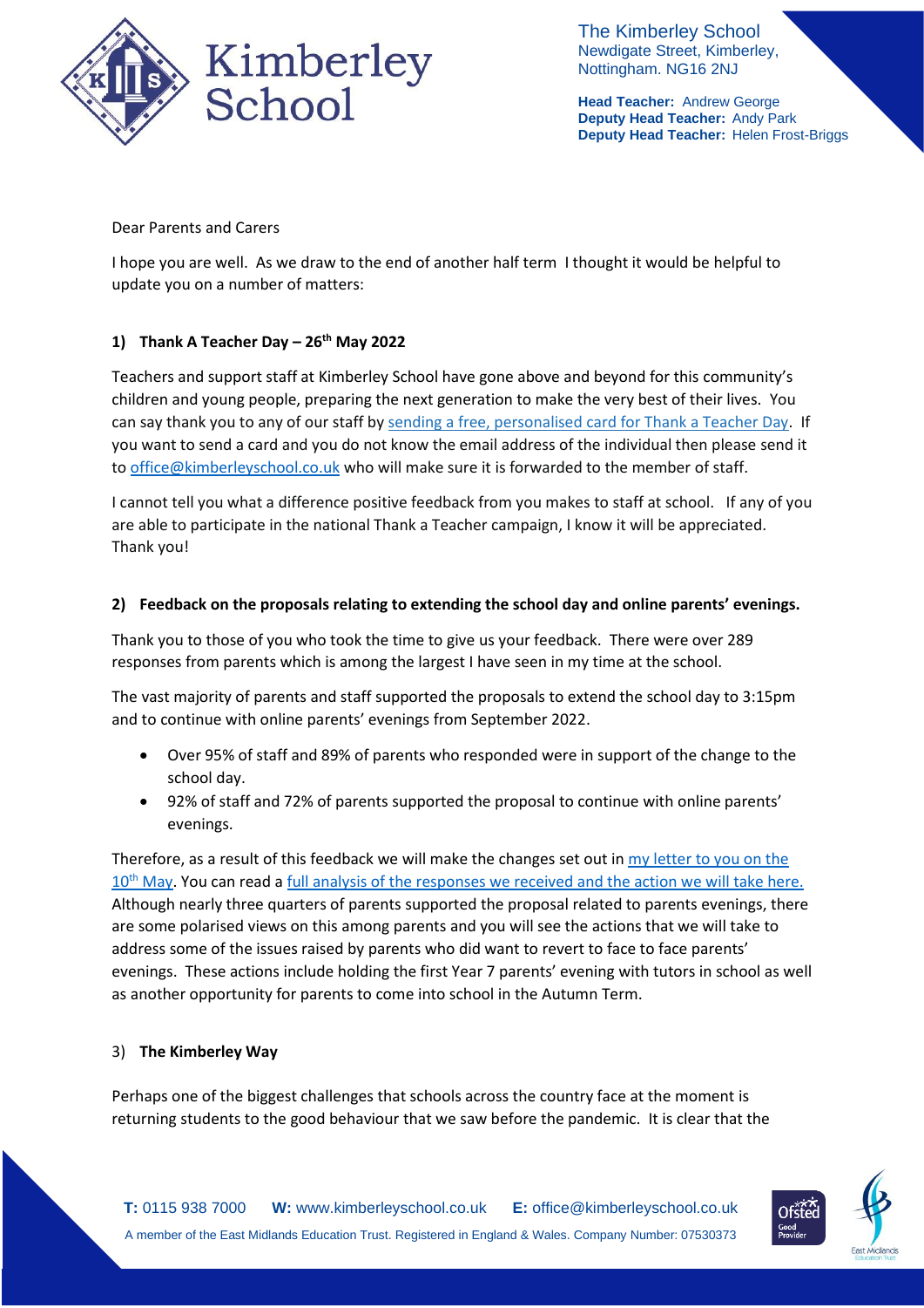Dear Parents and Carers

I hope you are well. As we draw to the end of another half term I thought it would be helpful to update you on a number of matters:

## 1) Thank A Teacher Day – 26th May 2022

Teachers and support staff at Kimberley School have gone above and beyond for this community's children and young people, preparing the next generation to make the very best of their lives. You can say thank you to any of our staff by sending a free, personalised card for Thank a Teacher Day. If you want to send a card and you do not know the email address of the individual then please send it to office@kimberleyschool.co.uk who will make sure it is forwarded to the member of staff.

I cannot tell you what a difference positive feedback from you makes to staff at school. If any of you are able to participate in the national Thank a Teacher campaign, I know it will be appreciated. Thank you!

## 2) Feedback on the proposals relating to extending the school day and online parents' evenings.

Thank you to those of you who took the time to give us your feedback. There were over 289 responses from parents which is among the largest I have seen in my time at the school.

The vast majority of parents and staff supported the proposals to extend the school day to 3:15pm and to continue with online parents' evenings from September 2022.

- Over 95% of staff and 89% of parents who responded were in support of the change to the school day.
- 92% of staff and 72% of parents supported the proposal to continue with online parents' evenings.

Therefore, as a result of this feedback we will make the changes set out in my letter to you on the 10th May. You can read a full analysis of the responses we received and the action we will take here. Although nearly three quarters of parents supported the proposal related to parents evenings, there are some polarised views on this among parents and you will see the actions that we will take to address some of the issues raised by parents who did want to revert to face to face parents' evenings. These actions include holding the first Year 7 parents' evening with tutors in school as well as another opportunity for parents to come into school in the Autumn Term.

## 3) The Kimberley Way

Perhaps one of the biggest challenges that schools across the country face at the moment is returning students to the good behaviour that we saw before the pandemic. It is clear that the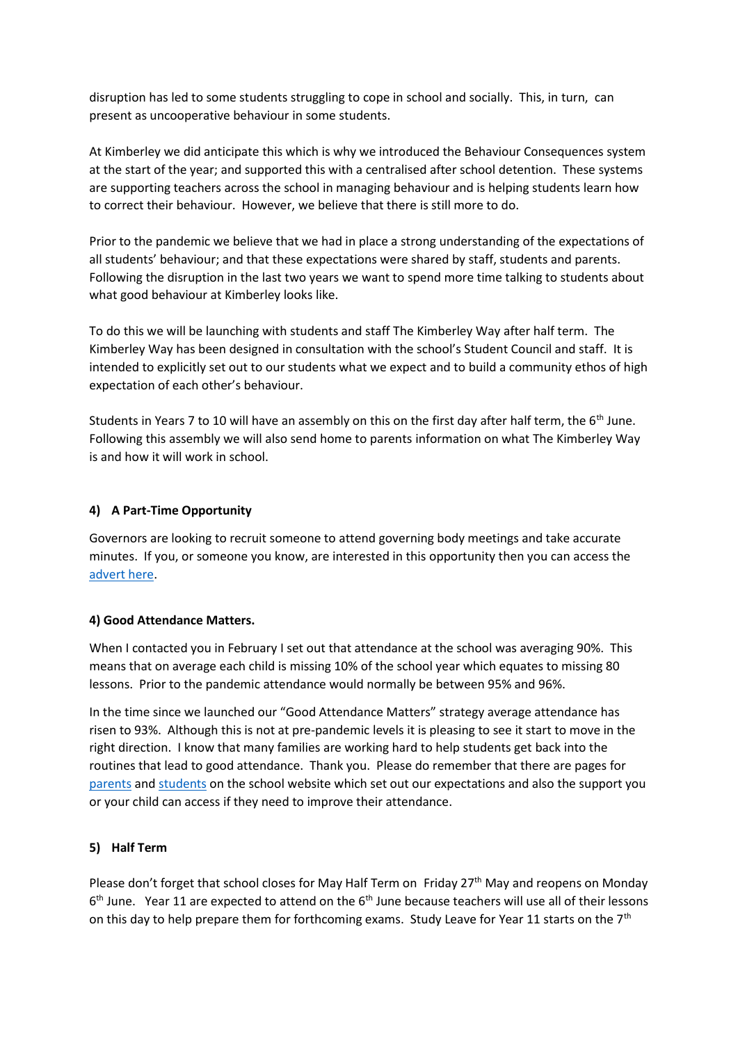disruption has led to some students struggling to cope in school and socially. This, in turn, can present as uncooperative behaviour in some students.

At Kimberley we did anticipate this which is why we introduced the Behaviour Consequences system at the start of the year; and supported this with a centralised after school detention. These systems are supporting teachers across the school in managing behaviour and is helping students learn how to correct their behaviour. However, we believe that there is still more to do.

Prior to the pandemic we believe that we had in place a strong understanding of the expectations of all students' behaviour; and that these expectations were shared by staff, students and parents. Following the disruption in the last two years we want to spend more time talking to students about what good behaviour at Kimberley looks like.

To do this we will be launching with students and staff The Kimberley Way after half term. The Kimberley Way has been designed in consultation with the school's Student Council and staff. It is intended to explicitly set out to our students what we expect and to build a community ethos of high expectation of each other's behaviour.

Students in Years 7 to 10 will have an assembly on this on the first day after half term, the 6th June. Following this assembly we will also send home to parents information on what The Kimberley Way is and how it will work in school.

#### 4) A Part-Time Opportunity

Governors are looking to recruit someone to attend governing body meetings and take accurate minutes. If you, or someone you know, are interested in this opportunity then you can access the advert here.

#### 4) Good Attendance Matters.

When I contacted you in February I set out that attendance at the school was averaging 90%. This means that on average each child is missing 10% of the school year which equates to missing 80 lessons. Prior to the pandemic attendance would normally be between 95% and 96%.

In the time since we launched our "Good Attendance Matters" strategy average attendance has risen to 93%. Although this is not at pre-pandemic levels it is pleasing to see it start to move in the right direction. I know that many families are working hard to help students get back into the routines that lead to good attendance. Thank you. Please do remember that there are pages for parents and students on the school website which set out our expectations and also the support you or your child can access if they need to improve their attendance.

#### 5) Half Term

Please don't forget that school closes for May Half Term on Friday 27th May and reopens on Monday 6th June. Year 11 are expected to attend on the 6th June because teachers will use all of their lessons on this day to help prepare them for forthcoming exams. Study Leave for Year 11 starts on the 7th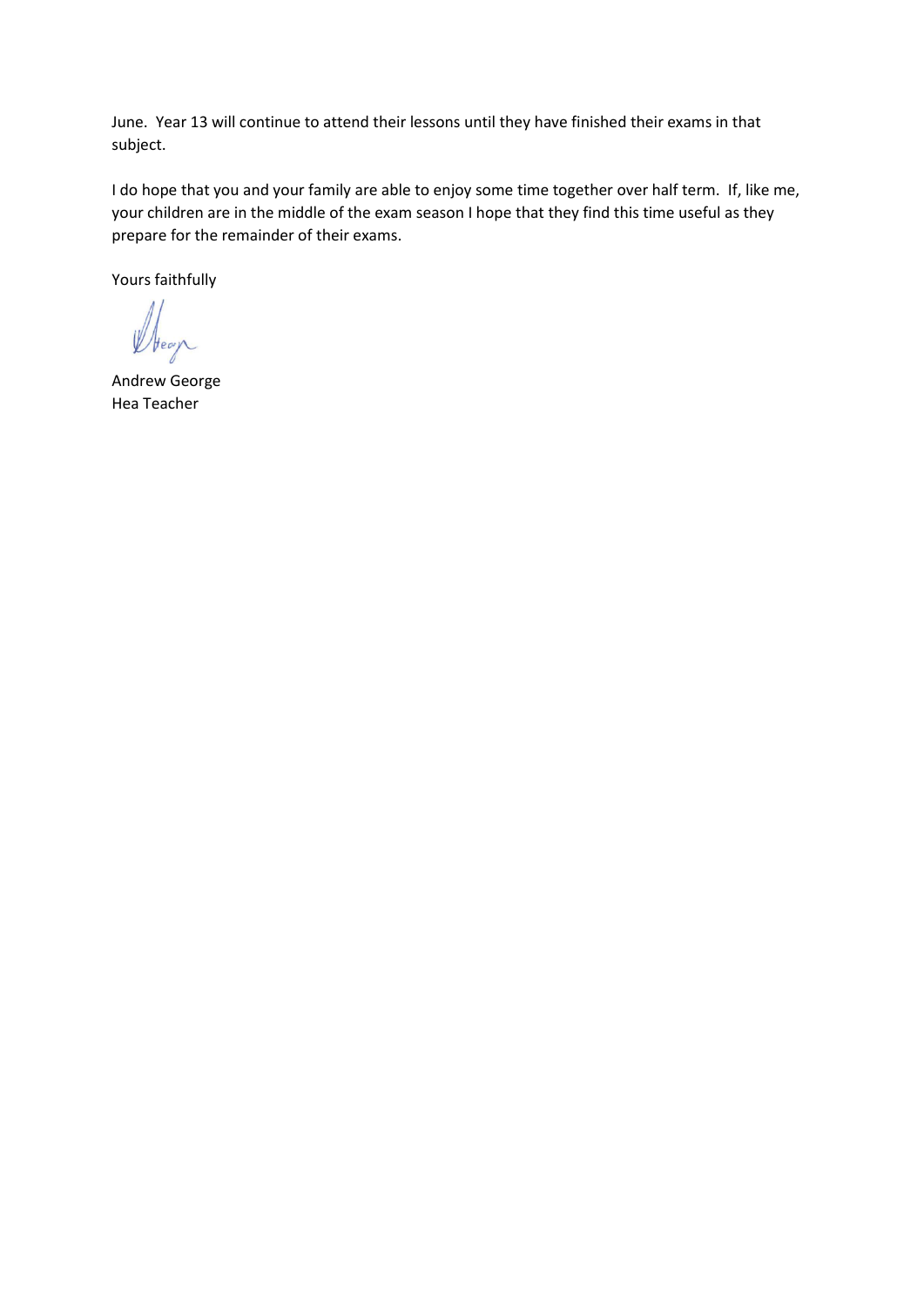June. Year 13 will continue to attend their lessons until they have finished their exams in that subject.

I do hope that you and your family are able to enjoy some time together over half term. If, like me, your children are in the middle of the exam season I hope that they find this time useful as they prepare for the remainder of their exams.

Yours faithfully

Andrew George
Hea Teacher